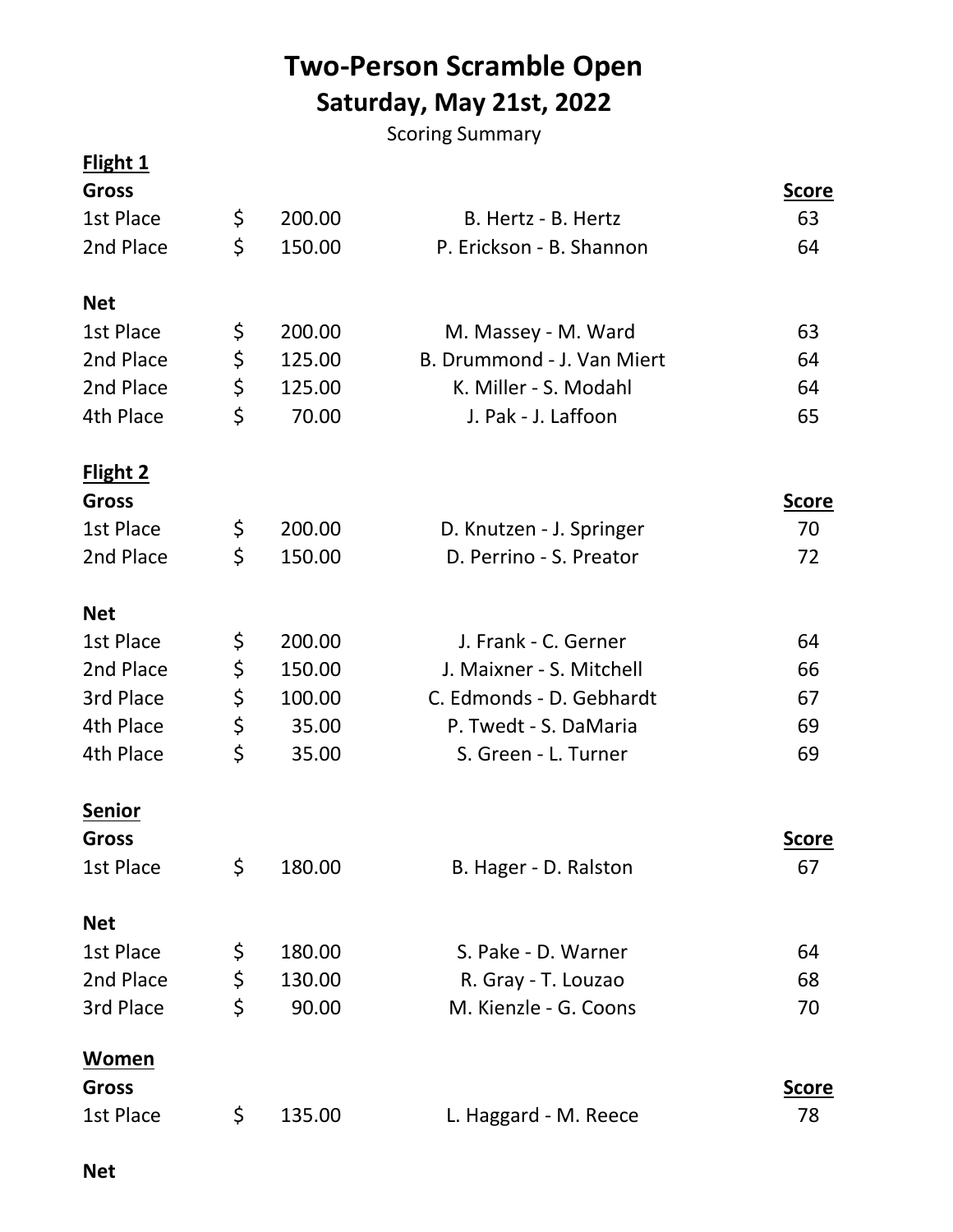# Two-Person Scramble Open

## Saturday, May 21st, 2022

Scoring Summary

### Flight 1

| Gross | | | Score |
|---|---|---|---|
| 1st Place | $ 200.00 | B. Hertz - B. Hertz | 63 |
| 2nd Place | $ 150.00 | P. Erickson - B. Shannon | 64 |

| Net | | | |
|---|---|---|---|
| 1st Place | $ 200.00 | M. Massey - M. Ward | 63 |
| 2nd Place | $ 125.00 | B. Drummond - J. Van Miert | 64 |
| 2nd Place | $ 125.00 | K. Miller - S. Modahl | 64 |
| 4th Place | $ 70.00 | J. Pak - J. Laffoon | 65 |

### Flight 2

| Gross | | | Score |
|---|---|---|---|
| 1st Place | $ 200.00 | D. Knutzen - J. Springer | 70 |
| 2nd Place | $ 150.00 | D. Perrino - S. Preator | 72 |

| Net | | | |
|---|---|---|---|
| 1st Place | $ 200.00 | J. Frank - C. Gerner | 64 |
| 2nd Place | $ 150.00 | J. Maixner - S. Mitchell | 66 |
| 3rd Place | $ 100.00 | C. Edmonds - D. Gebhardt | 67 |
| 4th Place | $ 35.00 | P. Twedt - S. DaMaria | 69 |
| 4th Place | $ 35.00 | S. Green - L. Turner | 69 |

### Senior

| Gross | | | Score |
|---|---|---|---|
| 1st Place | $ 180.00 | B. Hager - D. Ralston | 67 |

| Net | | | |
|---|---|---|---|
| 1st Place | $ 180.00 | S. Pake - D. Warner | 64 |
| 2nd Place | $ 130.00 | R. Gray - T. Louzao | 68 |
| 3rd Place | $ 90.00 | M. Kienzle - G. Coons | 70 |

### Women

| Gross | | | Score |
|---|---|---|---|
| 1st Place | $ 135.00 | L. Haggard - M. Reece | 78 |

**Net**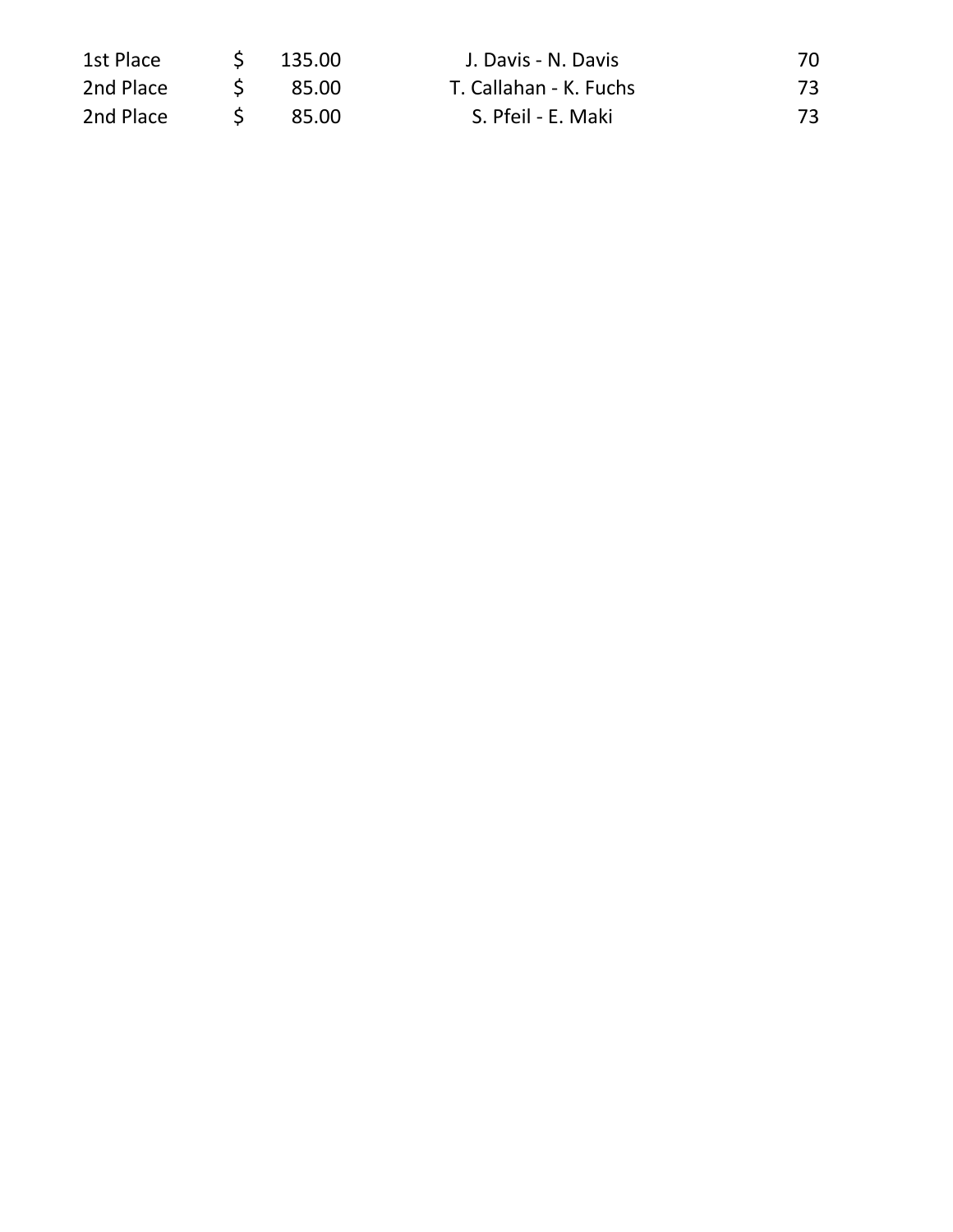| | | | |
|---|---|---|---|
| 1st Place | $ 135.00 | J. Davis - N. Davis | 70 |
| 2nd Place | $ 85.00 | T. Callahan - K. Fuchs | 73 |
| 2nd Place | $ 85.00 | S. Pfeil - E. Maki | 73 |